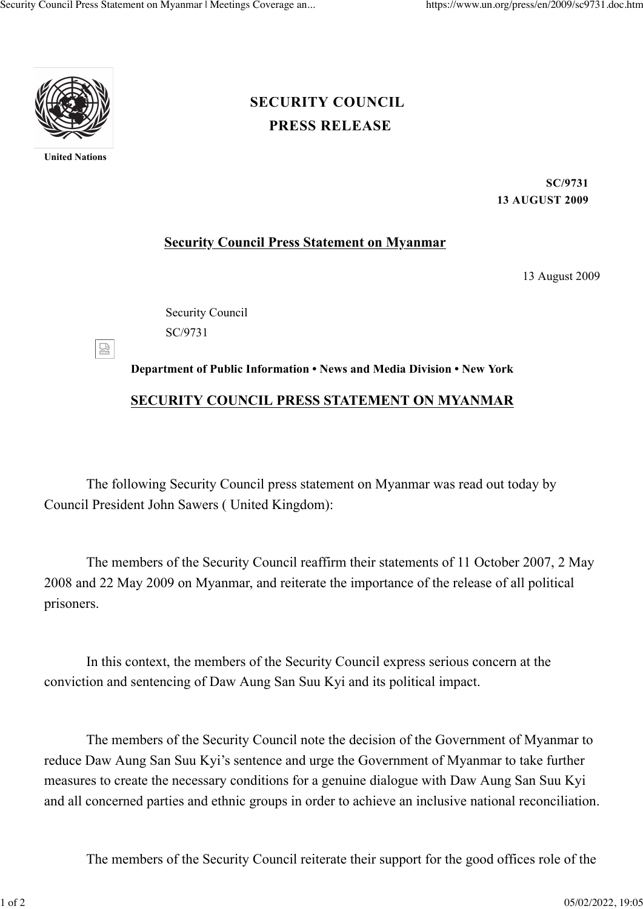# SECURITY COUNCIL
## PRESS RELEASE

United Nations

**SC/9731**
**13 AUGUST 2009**

## Security Council Press Statement on Myanmar

13 August 2009

Security Council
SC/9731

**Department of Public Information • News and Media Division • New York**

## SECURITY COUNCIL PRESS STATEMENT ON MYANMAR

The following Security Council press statement on Myanmar was read out today by Council President John Sawers ( United Kingdom):

The members of the Security Council reaffirm their statements of 11 October 2007, 2 May 2008 and 22 May 2009 on Myanmar, and reiterate the importance of the release of all political prisoners.

In this context, the members of the Security Council express serious concern at the conviction and sentencing of Daw Aung San Suu Kyi and its political impact.

The members of the Security Council note the decision of the Government of Myanmar to reduce Daw Aung San Suu Kyi's sentence and urge the Government of Myanmar to take further measures to create the necessary conditions for a genuine dialogue with Daw Aung San Suu Kyi and all concerned parties and ethnic groups in order to achieve an inclusive national reconciliation.

The members of the Security Council reiterate their support for the good offices role of the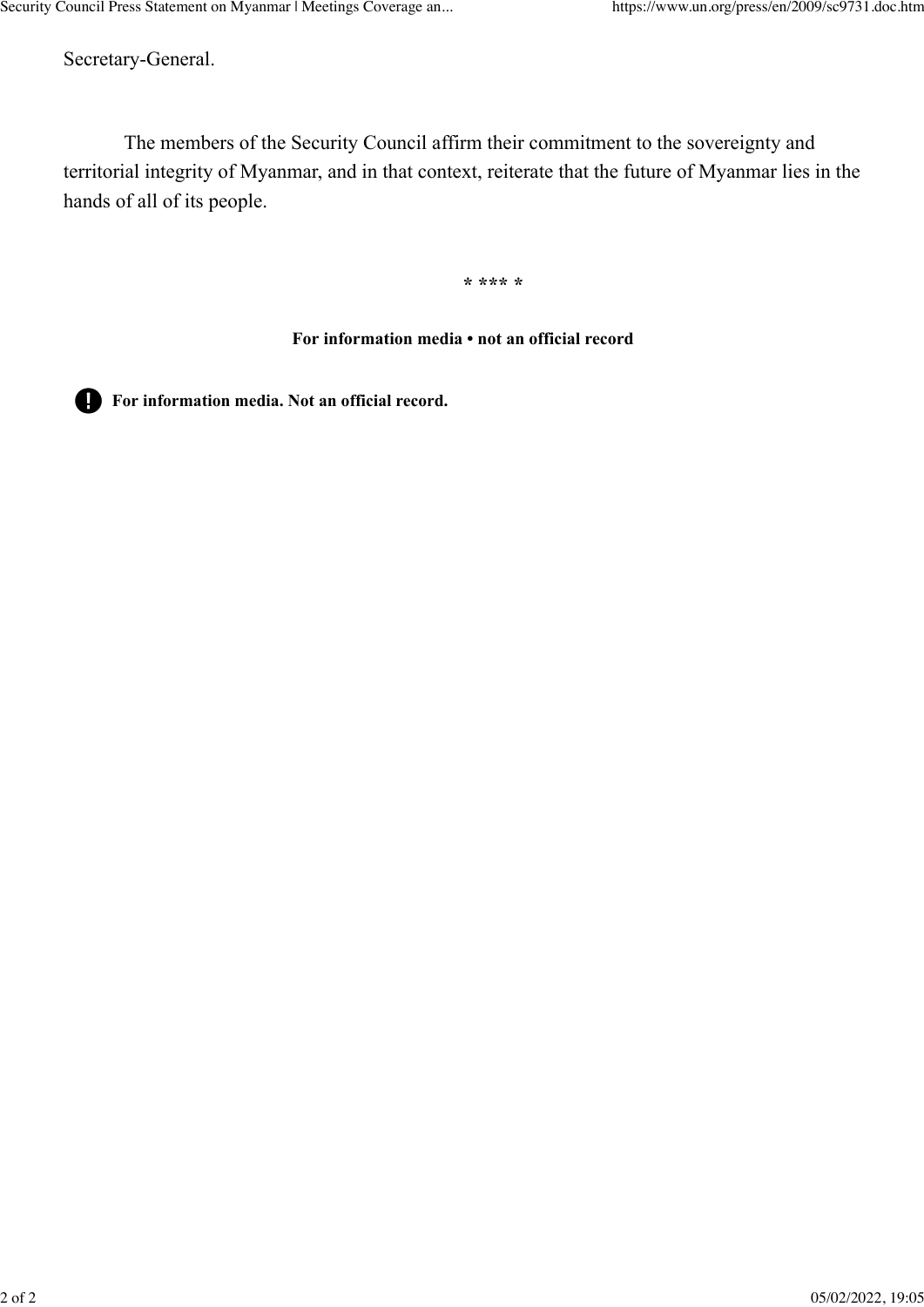Secretary-General.

The members of the Security Council affirm their commitment to the sovereignty and territorial integrity of Myanmar, and in that context, reiterate that the future of Myanmar lies in the hands of all of its people.

* *** *

**For information media • not an official record**

**For information media. Not an official record.**